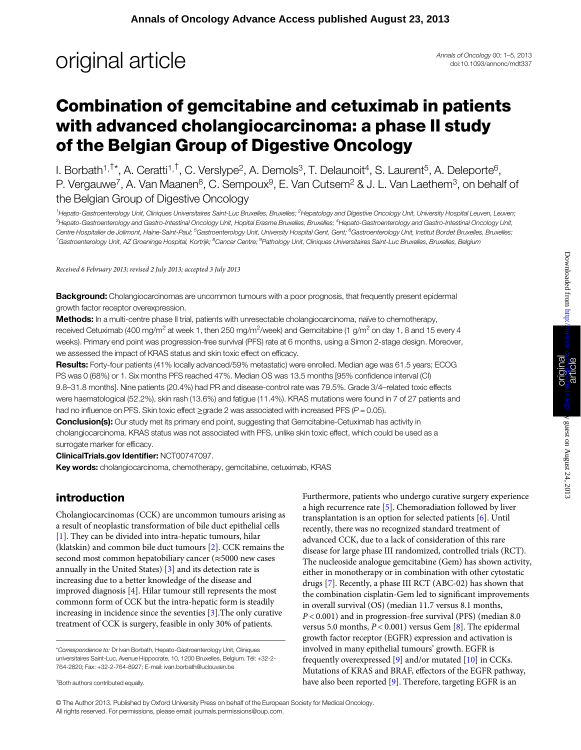# Combination of gemcitabine and cetuximab in patients with advanced cholangiocarcinoma: a phase II study of the Belgian Group of Digestive Oncology

I. Borbath[1,†*], A. Ceratti[1,†], C. Verslype[2], A. Demols[3], T. Delaunoit[4], S. Laurent[5], A. Deleporte[6], P. Vergauwe[7], A. Van Maanen[8], C. Sempoux[9], E. Van Cutsem[2] & J. L. Van Laethem[3], on behalf of the Belgian Group of Digestive Oncology

*[1]Hepato-Gastroenterology Unit, Cliniques Universitaires Saint-Luc Bruxelles, Bruxelles; [2]Hepatology and Digestive Oncology Unit, University Hospital Leuven, Leuven; [3]Hepato-Gastroenterology and Gastro-Intestinal Oncology Unit, Hopital Erasme Bruxelles, Bruxelles; [4]Hepato-Gastroenterology and Gastro-Intestinal Oncology Unit, Centre Hospitalier de Jolimont, Haine-Saint-Paul; [5]Gastroenterology Unit, University Hospital Gent, Gent; [6]Gastroenterology Unit, Institut Bordet Bruxelles, Bruxelles; [7]Gastroenterology Unit, AZ Groeninge Hospital, Kortrijk; [8]Cancer Centre; [9]Pathology Unit, Cliniques Universitaires Saint-Luc Bruxelles, Bruxelles, Belgium*

*Received 6 February 2013; revised 2 July 2013; accepted 3 July 2013*

**Background:** Cholangiocarcinomas are uncommon tumours with a poor prognosis, that frequently present epidermal growth factor receptor overexpression.

**Methods:** In a multi-centre phase II trial, patients with unresectable cholangiocarcinoma, naïve to chemotherapy, received Cetuximab (400 mg/m$^2$ at week 1, then 250 mg/m$^2$/week) and Gemcitabine (1 g/m$^2$ on day 1, 8 and 15 every 4 weeks). Primary end point was progression-free survival (PFS) rate at 6 months, using a Simon 2-stage design. Moreover, we assessed the impact of KRAS status and skin toxic effect on efficacy.

**Results:** Forty-four patients (41% locally advanced/59% metastatic) were enrolled. Median age was 61.5 years; ECOG PS was 0 (68%) or 1. Six months PFS reached 47%. Median OS was 13.5 months [95% confidence interval (CI) 9.8–31.8 months]. Nine patients (20.4%) had PR and disease-control rate was 79.5%. Grade 3/4–related toxic effects were haematological (52.2%), skin rash (13.6%) and fatigue (11.4%). KRAS mutations were found in 7 of 27 patients and had no influence on PFS. Skin toxic effect ≥grade 2 was associated with increased PFS ($P = 0.05$).

**Conclusion(s):** Our study met its primary end point, suggesting that Gemcitabine-Cetuximab has activity in cholangiocarcinoma. KRAS status was not associated with PFS, unlike skin toxic effect, which could be used as a surrogate marker for efficacy.

**ClinicalTrials.gov Identifier:** NCT00747097.

**Key words:** cholangiocarcinoma, chemotherapy, gemcitabine, cetuximab, KRAS

## introduction

Cholangiocarcinomas (CCK) are uncommon tumours arising as a result of neoplastic transformation of bile duct epithelial cells [1]. They can be divided into intra-hepatic tumours, hilar (klatskin) and common bile duct tumours [2]. CCK remains the second most common hepatobiliary cancer (≈5000 new cases annually in the United States) [3] and its detection rate is increasing due to a better knowledge of the disease and improved diagnosis [4]. Hilar tumour still represents the most commonn form of CCK but the intra-hepatic form is steadily increasing in incidence since the seventies [3].The only curative treatment of CCK is surgery, feasible in only 30% of patients. Furthermore, patients who undergo curative surgery experience a high recurrence rate [5]. Chemoradiation followed by liver transplantation is an option for selected patients [6]. Until recently, there was no recognized standard treatment of advanced CCK, due to a lack of consideration of this rare disease for large phase III randomized, controlled trials (RCT). The nucleoside analogue gemcitabine (Gem) has shown activity, either in monotherapy or in combination with other cytostatic drugs [7]. Recently, a phase III RCT (ABC-02) has shown that the combination cisplatin-Gem led to significant improvements in overall survival (OS) (median 11.7 versus 8.1 months, $P < 0.001$) and in progression-free survival (PFS) (median 8.0 versus 5.0 months, $P < 0.001$) versus Gem [8]. The epidermal growth factor receptor (EGFR) expression and activation is involved in many epithelial tumours' growth. EGFR is frequently overexpressed [9] and/or mutated [10] in CCKs. Mutations of KRAS and BRAF, effectors of the EGFR pathway, have also been reported [9]. Therefore, targeting EGFR is an

*Correspondence to: Dr Ivan Borbath, Hepato-Gastroenterology Unit, Cliniques universitaires Saint-Luc, Avenue Hippocrate, 10, 1200 Bruxelles, Belgium. Tél: +32-2-764-2820; Fax: +32-2-764-8927; E-mail: ivan.borbath@uclouvain.be

†Both authors contributed equally.

© The Author 2013. Published by Oxford University Press on behalf of the European Society for Medical Oncology. All rights reserved. For permissions, please email: journals.permissions@oup.com.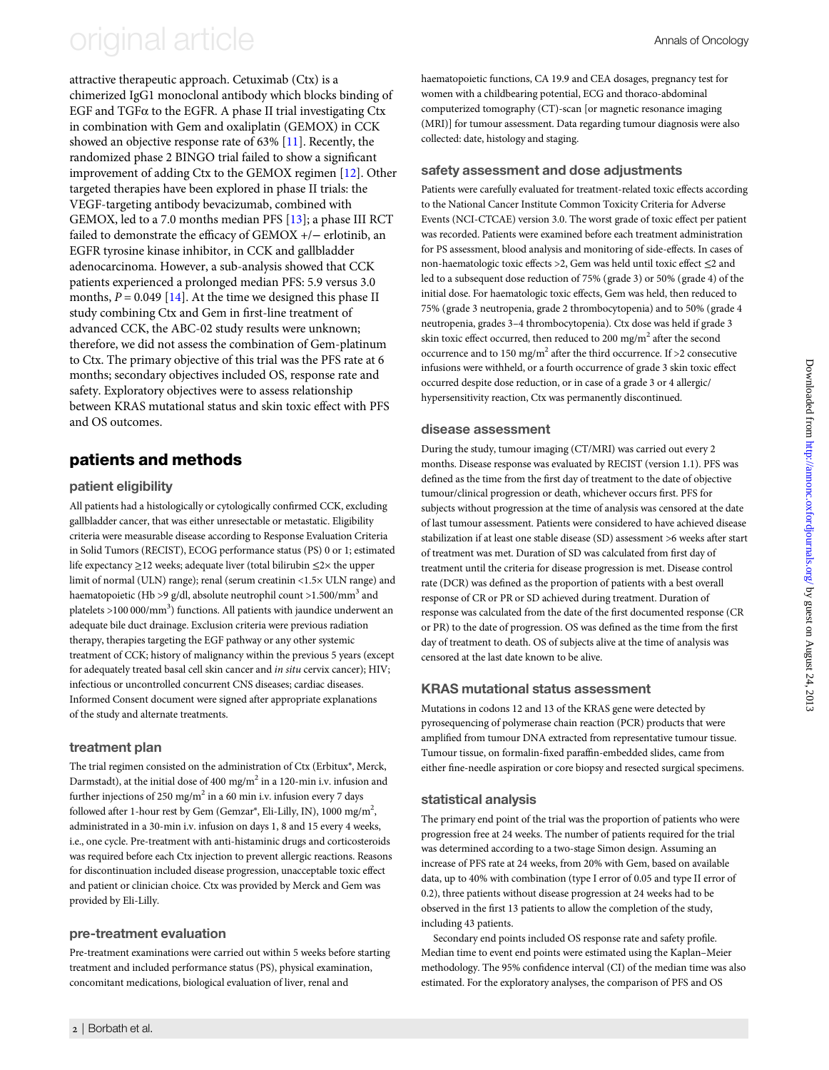attractive therapeutic approach. Cetuximab (Ctx) is a chimerized IgG1 monoclonal antibody which blocks binding of EGF and TGFα to the EGFR. A phase II trial investigating Ctx in combination with Gem and oxaliplatin (GEMOX) in CCK showed an objective response rate of 63% [11]. Recently, the randomized phase 2 BINGO trial failed to show a significant improvement of adding Ctx to the GEMOX regimen [12]. Other targeted therapies have been explored in phase II trials: the VEGF-targeting antibody bevacizumab, combined with GEMOX, led to a 7.0 months median PFS [13]; a phase III RCT failed to demonstrate the efficacy of GEMOX +/− erlotinib, an EGFR tyrosine kinase inhibitor, in CCK and gallbladder adenocarcinoma. However, a sub-analysis showed that CCK patients experienced a prolonged median PFS: 5.9 versus 3.0 months, $P = 0.049$ [14]. At the time we designed this phase II study combining Ctx and Gem in first-line treatment of advanced CCK, the ABC-02 study results were unknown; therefore, we did not assess the combination of Gem-platinum to Ctx. The primary objective of this trial was the PFS rate at 6 months; secondary objectives included OS, response rate and safety. Exploratory objectives were to assess relationship between KRAS mutational status and skin toxic effect with PFS and OS outcomes.

## patients and methods

### patient eligibility

All patients had a histologically or cytologically confirmed CCK, excluding gallbladder cancer, that was either unresectable or metastatic. Eligibility criteria were measurable disease according to Response Evaluation Criteria in Solid Tumors (RECIST), ECOG performance status (PS) 0 or 1; estimated life expectancy ≥12 weeks; adequate liver (total bilirubin ≤2× the upper limit of normal (ULN) range); renal (serum creatinin <1.5× ULN range) and haematopoietic (Hb >9 g/dl, absolute neutrophil count >1.500/mm$^3$ and platelets >100 000/mm$^3$) functions. All patients with jaundice underwent an adequate bile duct drainage. Exclusion criteria were previous radiation therapy, therapies targeting the EGF pathway or any other systemic treatment of CCK; history of malignancy within the previous 5 years (except for adequately treated basal cell skin cancer and *in situ* cervix cancer); HIV; infectious or uncontrolled concurrent CNS diseases; cardiac diseases. Informed Consent document were signed after appropriate explanations of the study and alternate treatments.

### treatment plan

The trial regimen consisted on the administration of Ctx (Erbitux®, Merck, Darmstadt), at the initial dose of 400 mg/m$^2$ in a 120-min i.v. infusion and further injections of 250 mg/m$^2$ in a 60 min i.v. infusion every 7 days followed after 1-hour rest by Gem (Gemzar®, Eli-Lilly, IN), 1000 mg/m$^2$, administrated in a 30-min i.v. infusion on days 1, 8 and 15 every 4 weeks, i.e., one cycle. Pre-treatment with anti-histaminic drugs and corticosteroids was required before each Ctx injection to prevent allergic reactions. Reasons for discontinuation included disease progression, unacceptable toxic effect and patient or clinician choice. Ctx was provided by Merck and Gem was provided by Eli-Lilly.

### pre-treatment evaluation

Pre-treatment examinations were carried out within 5 weeks before starting treatment and included performance status (PS), physical examination, concomitant medications, biological evaluation of liver, renal and haematopoietic functions, CA 19.9 and CEA dosages, pregnancy test for women with a childbearing potential, ECG and thoraco-abdominal computerized tomography (CT)-scan [or magnetic resonance imaging (MRI)] for tumour assessment. Data regarding tumour diagnosis were also collected: date, histology and staging.

### safety assessment and dose adjustments

Patients were carefully evaluated for treatment-related toxic effects according to the National Cancer Institute Common Toxicity Criteria for Adverse Events (NCI-CTCAE) version 3.0. The worst grade of toxic effect per patient was recorded. Patients were examined before each treatment administration for PS assessment, blood analysis and monitoring of side-effects. In cases of non-haematologic toxic effects >2, Gem was held until toxic effect ≤2 and led to a subsequent dose reduction of 75% (grade 3) or 50% (grade 4) of the initial dose. For haematologic toxic effects, Gem was held, then reduced to 75% (grade 3 neutropenia, grade 2 thrombocytopenia) and to 50% (grade 4 neutropenia, grades 3–4 thrombocytopenia). Ctx dose was held if grade 3 skin toxic effect occurred, then reduced to 200 mg/m$^2$ after the second occurrence and to 150 mg/m$^2$ after the third occurrence. If >2 consecutive infusions were withheld, or a fourth occurrence of grade 3 skin toxic effect occurred despite dose reduction, or in case of a grade 3 or 4 allergic/hypersensitivity reaction, Ctx was permanently discontinued.

### disease assessment

During the study, tumour imaging (CT/MRI) was carried out every 2 months. Disease response was evaluated by RECIST (version 1.1). PFS was defined as the time from the first day of treatment to the date of objective tumour/clinical progression or death, whichever occurs first. PFS for subjects without progression at the time of analysis was censored at the date of last tumour assessment. Patients were considered to have achieved disease stabilization if at least one stable disease (SD) assessment >6 weeks after start of treatment was met. Duration of SD was calculated from first day of treatment until the criteria for disease progression is met. Disease control rate (DCR) was defined as the proportion of patients with a best overall response of CR or PR or SD achieved during treatment. Duration of response was calculated from the date of the first documented response (CR or PR) to the date of progression. OS was defined as the time from the first day of treatment to death. OS of subjects alive at the time of analysis was censored at the last date known to be alive.

### KRAS mutational status assessment

Mutations in codons 12 and 13 of the KRAS gene were detected by pyrosequencing of polymerase chain reaction (PCR) products that were amplified from tumour DNA extracted from representative tumour tissue. Tumour tissue, on formalin-fixed paraffin-embedded slides, came from either fine-needle aspiration or core biopsy and resected surgical specimens.

### statistical analysis

The primary end point of the trial was the proportion of patients who were progression free at 24 weeks. The number of patients required for the trial was determined according to a two-stage Simon design. Assuming an increase of PFS rate at 24 weeks, from 20% with Gem, based on available data, up to 40% with combination (type I error of 0.05 and type II error of 0.2), three patients without disease progression at 24 weeks had to be observed in the first 13 patients to allow the completion of the study, including 43 patients.

Secondary end points included OS response rate and safety profile. Median time to event end points were estimated using the Kaplan–Meier methodology. The 95% confidence interval (CI) of the median time was also estimated. For the exploratory analyses, the comparison of PFS and OS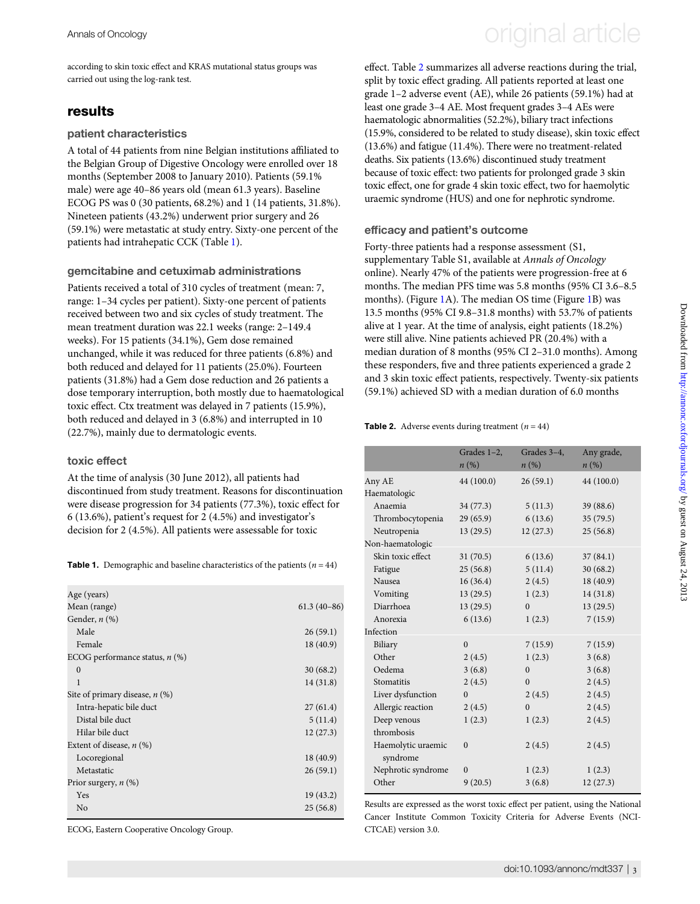according to skin toxic effect and KRAS mutational status groups was carried out using the log-rank test.

## results

### patient characteristics

A total of 44 patients from nine Belgian institutions affiliated to the Belgian Group of Digestive Oncology were enrolled over 18 months (September 2008 to January 2010). Patients (59.1% male) were age 40–86 years old (mean 61.3 years). Baseline ECOG PS was 0 (30 patients, 68.2%) and 1 (14 patients, 31.8%). Nineteen patients (43.2%) underwent prior surgery and 26 (59.1%) were metastatic at study entry. Sixty-one percent of the patients had intrahepatic CCK (Table 1).

**Table 1.** Demographic and baseline characteristics of the patients ($n = 44$)

| | |
|---|---|
| Age (years) | |
| Mean (range) | 61.3 (40–86) |
| Gender, *n* (%) | |
| Male | 26 (59.1) |
| Female | 18 (40.9) |
| ECOG performance status, *n* (%) | |
| 0 | 30 (68.2) |
| 1 | 14 (31.8) |
| Site of primary disease, *n* (%) | |
| Intra-hepatic bile duct | 27 (61.4) |
| Distal bile duct | 5 (11.4) |
| Hilar bile duct | 12 (27.3) |
| Extent of disease, *n* (%) | |
| Locoregional | 18 (40.9) |
| Metastatic | 26 (59.1) |
| Prior surgery, *n* (%) | |
| Yes | 19 (43.2) |
| No | 25 (56.8) |

ECOG, Eastern Cooperative Oncology Group.

### gemcitabine and cetuximab administrations

Patients received a total of 310 cycles of treatment (mean: 7, range: 1–34 cycles per patient). Sixty-one percent of patients received between two and six cycles of study treatment. The mean treatment duration was 22.1 weeks (range: 2–149.4 weeks). For 15 patients (34.1%), Gem dose remained unchanged, while it was reduced for three patients (6.8%) and both reduced and delayed for 11 patients (25.0%). Fourteen patients (31.8%) had a Gem dose reduction and 26 patients a dose temporary interruption, both mostly due to haematological toxic effect. Ctx treatment was delayed in 7 patients (15.9%), both reduced and delayed in 3 (6.8%) and interrupted in 10 (22.7%), mainly due to dermatologic events.

### toxic effect

At the time of analysis (30 June 2012), all patients had discontinued from study treatment. Reasons for discontinuation were disease progression for 34 patients (77.3%), toxic effect for 6 (13.6%), patient's request for 2 (4.5%) and investigator's decision for 2 (4.5%). All patients were assessable for toxic effect. Table 2 summarizes all adverse reactions during the trial, split by toxic effect grading. All patients reported at least one grade 1–2 adverse event (AE), while 26 patients (59.1%) had at least one grade 3–4 AE. Most frequent grades 3–4 AEs were haematologic abnormalities (52.2%), biliary tract infections (15.9%, considered to be related to study disease), skin toxic effect (13.6%) and fatigue (11.4%). There were no treatment-related deaths. Six patients (13.6%) discontinued study treatment because of toxic effect: two patients for prolonged grade 3 skin toxic effect, one for grade 4 skin toxic effect, two for haemolytic uraemic syndrome (HUS) and one for nephrotic syndrome.

### efficacy and patient's outcome

Forty-three patients had a response assessment (S1, supplementary Table S1, available at *Annals of Oncology* online). Nearly 47% of the patients were progression-free at 6 months. The median PFS time was 5.8 months (95% CI 3.6–8.5 months). (Figure 1A). The median OS time (Figure 1B) was 13.5 months (95% CI 9.8–31.8 months) with 53.7% of patients alive at 1 year. At the time of analysis, eight patients (18.2%) were still alive. Nine patients achieved PR (20.4%) with a median duration of 8 months (95% CI 2–31.0 months). Among these responders, five and three patients experienced a grade 2 and 3 skin toxic effect patients, respectively. Twenty-six patients (59.1%) achieved SD with a median duration of 6.0 months

**Table 2.** Adverse events during treatment ($n = 44$)

| | Grades 1–2, *n* (%) | Grades 3–4, *n* (%) | Any grade, *n* (%) |
|---|---|---|---|
| Any AE | 44 (100.0) | 26 (59.1) | 44 (100.0) |
| Haematologic | | | |
| Anaemia | 34 (77.3) | 5 (11.3) | 39 (88.6) |
| Thrombocytopenia | 29 (65.9) | 6 (13.6) | 35 (79.5) |
| Neutropenia | 13 (29.5) | 12 (27.3) | 25 (56.8) |
| Non-haematologic | | | |
| Skin toxic effect | 31 (70.5) | 6 (13.6) | 37 (84.1) |
| Fatigue | 25 (56.8) | 5 (11.4) | 30 (68.2) |
| Nausea | 16 (36.4) | 2 (4.5) | 18 (40.9) |
| Vomiting | 13 (29.5) | 1 (2.3) | 14 (31.8) |
| Diarrhoea | 13 (29.5) | 0 | 13 (29.5) |
| Anorexia | 6 (13.6) | 1 (2.3) | 7 (15.9) |
| Infection | | | |
| Biliary | 0 | 7 (15.9) | 7 (15.9) |
| Other | 2 (4.5) | 1 (2.3) | 3 (6.8) |
| Oedema | 3 (6.8) | 0 | 3 (6.8) |
| Stomatitis | 2 (4.5) | 0 | 2 (4.5) |
| Liver dysfunction | 0 | 2 (4.5) | 2 (4.5) |
| Allergic reaction | 2 (4.5) | 0 | 2 (4.5) |
| Deep venous thrombosis | 1 (2.3) | 1 (2.3) | 2 (4.5) |
| Haemolytic uraemic syndrome | 0 | 2 (4.5) | 2 (4.5) |
| Nephrotic syndrome | 0 | 1 (2.3) | 1 (2.3) |
| Other | 9 (20.5) | 3 (6.8) | 12 (27.3) |

Results are expressed as the worst toxic effect per patient, using the National Cancer Institute Common Toxicity Criteria for Adverse Events (NCI-CTCAE) version 3.0.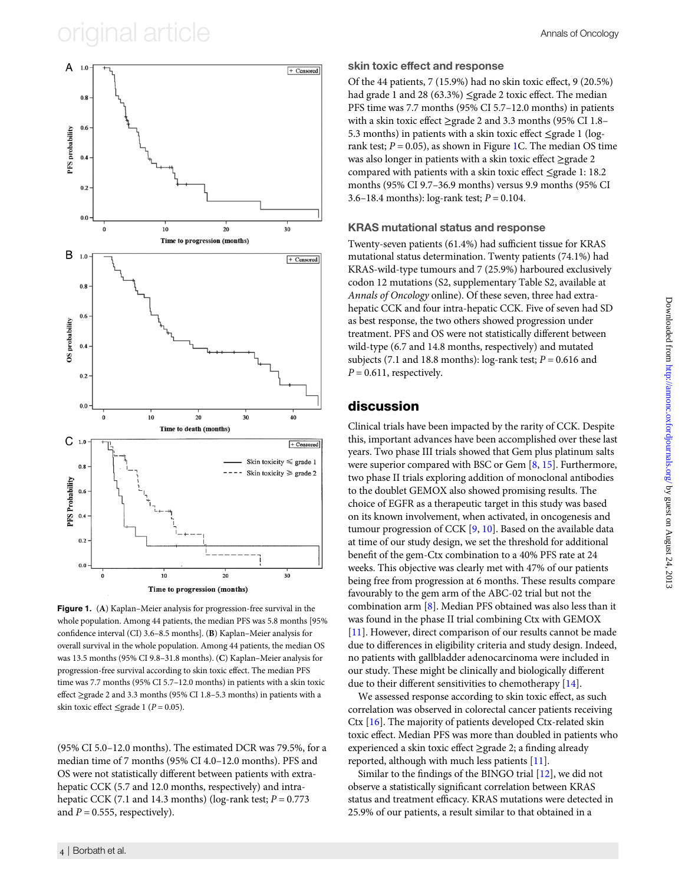Figure 1. (A) Kaplan–Meier analysis for progression-free survival in the whole population. Among 44 patients, the median PFS was 5.8 months [95% confidence interval (CI) 3.6–8.5 months]. (B) Kaplan–Meier analysis for overall survival in the whole population. Among 44 patients, the median OS was 13.5 months (95% CI 9.8–31.8 months). (C) Kaplan–Meier analysis for progression-free survival according to skin toxic effect. The median PFS time was 7.7 months (95% CI 5.7–12.0 months) in patients with a skin toxic effect ≥grade 2 and 3.3 months (95% CI 1.8–5.3 months) in patients with a skin toxic effect ≤grade 1 ($P = 0.05$).

(95% CI 5.0–12.0 months). The estimated DCR was 79.5%, for a median time of 7 months (95% CI 4.0–12.0 months). PFS and OS were not statistically different between patients with extra-hepatic CCK (5.7 and 12.0 months, respectively) and intra-hepatic CCK (7.1 and 14.3 months) (log-rank test; $P = 0.773$ and $P = 0.555$, respectively).

### skin toxic effect and response

Of the 44 patients, 7 (15.9%) had no skin toxic effect, 9 (20.5%) had grade 1 and 28 (63.3%) ≤grade 2 toxic effect. The median PFS time was 7.7 months (95% CI 5.7–12.0 months) in patients with a skin toxic effect ≥grade 2 and 3.3 months (95% CI 1.8–5.3 months) in patients with a skin toxic effect ≤grade 1 (log-rank test; $P = 0.05$), as shown in Figure 1C. The median OS time was also longer in patients with a skin toxic effect ≥grade 2 compared with patients with a skin toxic effect ≤grade 1: 18.2 months (95% CI 9.7–36.9 months) versus 9.9 months (95% CI 3.6–18.4 months): log-rank test; $P = 0.104$.

### KRAS mutational status and response

Twenty-seven patients (61.4%) had sufficient tissue for KRAS mutational status determination. Twenty patients (74.1%) had KRAS-wild-type tumours and 7 (25.9%) harboured exclusively codon 12 mutations (S2, supplementary Table S2, available at *Annals of Oncology* online). Of these seven, three had extra-hepatic CCK and four intra-hepatic CCK. Five of seven had SD as best response, the two others showed progression under treatment. PFS and OS were not statistically different between wild-type (6.7 and 14.8 months, respectively) and mutated subjects (7.1 and 18.8 months): log-rank test; $P = 0.616$ and $P = 0.611$, respectively.

## discussion

Clinical trials have been impacted by the rarity of CCK. Despite this, important advances have been accomplished over these last years. Two phase III trials showed that Gem plus platinum salts were superior compared with BSC or Gem [8, 15]. Furthermore, two phase II trials exploring addition of monoclonal antibodies to the doublet GEMOX also showed promising results. The choice of EGFR as a therapeutic target in this study was based on its known involvement, when activated, in oncogenesis and tumour progression of CCK [9, 10]. Based on the available data at time of our study design, we set the threshold for additional benefit of the gem-Ctx combination to a 40% PFS rate at 24 weeks. This objective was clearly met with 47% of our patients being free from progression at 6 months. These results compare favourably to the gem arm of the ABC-02 trial but not the combination arm [8]. Median PFS obtained was also less than it was found in the phase II trial combining Ctx with GEMOX [11]. However, direct comparison of our results cannot be made due to differences in eligibility criteria and study design. Indeed, no patients with gallbladder adenocarcinoma were included in our study. These might be clinically and biologically different due to their different sensitivities to chemotherapy [14].

We assessed response according to skin toxic effect, as such correlation was observed in colorectal cancer patients receiving Ctx [16]. The majority of patients developed Ctx-related skin toxic effect. Median PFS was more than doubled in patients who experienced a skin toxic effect ≥grade 2; a finding already reported, although with much less patients [11].

Similar to the findings of the BINGO trial [12], we did not observe a statistically significant correlation between KRAS status and treatment efficacy. KRAS mutations were detected in 25.9% of our patients, a result similar to that obtained in a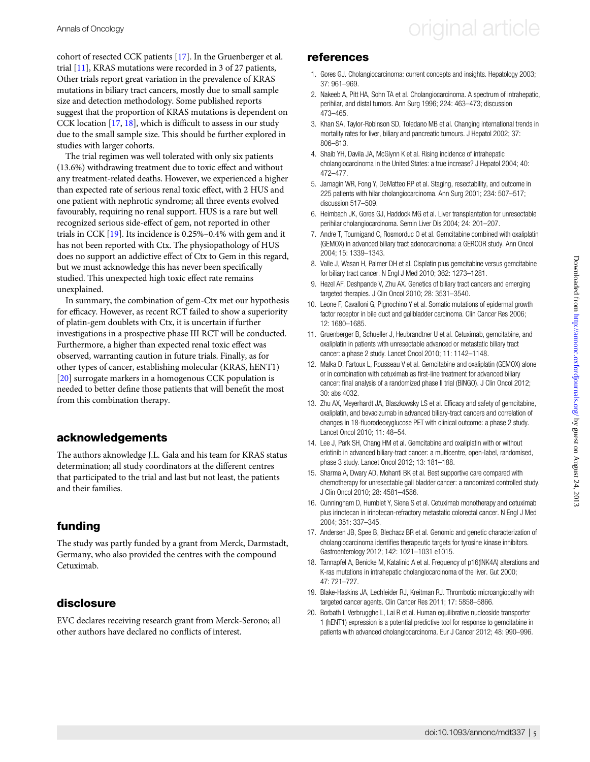cohort of resected CCK patients [17]. In the Gruenberger et al. trial [11], KRAS mutations were recorded in 3 of 27 patients, Other trials report great variation in the prevalence of KRAS mutations in biliary tract cancers, mostly due to small sample size and detection methodology. Some published reports suggest that the proportion of KRAS mutations is dependent on CCK location [17, 18], which is difficult to assess in our study due to the small sample size. This should be further explored in studies with larger cohorts.

The trial regimen was well tolerated with only six patients (13.6%) withdrawing treatment due to toxic effect and without any treatment-related deaths. However, we experienced a higher than expected rate of serious renal toxic effect, with 2 HUS and one patient with nephrotic syndrome; all three events evolved favourably, requiring no renal support. HUS is a rare but well recognized serious side-effect of gem, not reported in other trials in CCK [19]. Its incidence is 0.25%–0.4% with gem and it has not been reported with Ctx. The physiopathology of HUS does no support an addictive effect of Ctx to Gem in this regard, but we must acknowledge this has never been specifically studied. This unexpected high toxic effect rate remains unexplained.

In summary, the combination of gem-Ctx met our hypothesis for efficacy. However, as recent RCT failed to show a superiority of platin-gem doublets with Ctx, it is uncertain if further investigations in a prospective phase III RCT will be conducted. Furthermore, a higher than expected renal toxic effect was observed, warranting caution in future trials. Finally, as for other types of cancer, establishing molecular (KRAS, hENT1) [20] surrogate markers in a homogenous CCK population is needed to better define those patients that will benefit the most from this combination therapy.

## acknowledgements

The authors aknowledge J.L. Gala and his team for KRAS status determination; all study coordinators at the different centres that participated to the trial and last but not least, the patients and their families.

## funding

The study was partly funded by a grant from Merck, Darmstadt, Germany, who also provided the centres with the compound Cetuximab.

## disclosure

EVC declares receiving research grant from Merck-Serono; all other authors have declared no conflicts of interest.

## references

1. Gores GJ. Cholangiocarcinoma: current concepts and insights. Hepatology 2003; 37: 961–969.
2. Nakeeb A, Pitt HA, Sohn TA et al. Cholangiocarcinoma. A spectrum of intrahepatic, perihilar, and distal tumors. Ann Surg 1996; 224: 463–473; discussion 473–465.
3. Khan SA, Taylor-Robinson SD, Toledano MB et al. Changing international trends in mortality rates for liver, biliary and pancreatic tumours. J Hepatol 2002; 37: 806–813.
4. Shaib YH, Davila JA, McGlynn K et al. Rising incidence of intrahepatic cholangiocarcinoma in the United States: a true increase? J Hepatol 2004; 40: 472–477.
5. Jarnagin WR, Fong Y, DeMatteo RP et al. Staging, resectability, and outcome in 225 patients with hilar cholangiocarcinoma. Ann Surg 2001; 234: 507–517; discussion 517–509.
6. Heimbach JK, Gores GJ, Haddock MG et al. Liver transplantation for unresectable perihilar cholangiocarcinoma. Semin Liver Dis 2004; 24: 201–207.
7. Andre T, Tournigand C, Rosmorduc O et al. Gemcitabine combined with oxaliplatin (GEMOX) in advanced biliary tract adenocarcinoma: a GERCOR study. Ann Oncol 2004; 15: 1339–1343.
8. Valle J, Wasan H, Palmer DH et al. Cisplatin plus gemcitabine versus gemcitabine for biliary tract cancer. N Engl J Med 2010; 362: 1273–1281.
9. Hezel AF, Deshpande V, Zhu AX. Genetics of biliary tract cancers and emerging targeted therapies. J Clin Oncol 2010; 28: 3531–3540.
10. Leone F, Cavalloni G, Pignochino Y et al. Somatic mutations of epidermal growth factor receptor in bile duct and gallbladder carcinoma. Clin Cancer Res 2006; 12: 1680–1685.
11. Gruenberger B, Schueller J, Heubrandtner U et al. Cetuximab, gemcitabine, and oxaliplatin in patients with unresectable advanced or metastatic biliary tract cancer: a phase 2 study. Lancet Oncol 2010; 11: 1142–1148.
12. Malka D, Fartoux L, Rousseau V et al. Gemcitabine and oxaliplatin (GEMOX) alone or in combination with cetuximab as first-line treatment for advanced biliary cancer: final analysis of a randomized phase II trial (BINGO). J Clin Oncol 2012; 30: abs 4032.
13. Zhu AX, Meyerhardt JA, Blaszkowsky LS et al. Efficacy and safety of gemcitabine, oxaliplatin, and bevacizumab in advanced biliary-tract cancers and correlation of changes in 18-fluorodeoxyglucose PET with clinical outcome: a phase 2 study. Lancet Oncol 2010; 11: 48–54.
14. Lee J, Park SH, Chang HM et al. Gemcitabine and oxaliplatin with or without erlotinib in advanced biliary-tract cancer: a multicentre, open-label, randomised, phase 3 study. Lancet Oncol 2012; 13: 181–188.
15. Sharma A, Dwary AD, Mohanti BK et al. Best supportive care compared with chemotherapy for unresectable gall bladder cancer: a randomized controlled study. J Clin Oncol 2010; 28: 4581–4586.
16. Cunningham D, Humblet Y, Siena S et al. Cetuximab monotherapy and cetuximab plus irinotecan in irinotecan-refractory metastatic colorectal cancer. N Engl J Med 2004; 351: 337–345.
17. Andersen JB, Spee B, Blechacz BR et al. Genomic and genetic characterization of cholangiocarcinoma identifies therapeutic targets for tyrosine kinase inhibitors. Gastroenterology 2012; 142: 1021–1031 e1015.
18. Tannapfel A, Benicke M, Katalinic A et al. Frequency of p16(INK4A) alterations and K-ras mutations in intrahepatic cholangiocarcinoma of the liver. Gut 2000; 47: 721–727.
19. Blake-Haskins JA, Lechleider RJ, Kreitman RJ. Thrombotic microangiopathy with targeted cancer agents. Clin Cancer Res 2011; 17: 5858–5866.
20. Borbath I, Verbrugghe L, Lai R et al. Human equilibrative nucleoside transporter 1 (hENT1) expression is a potential predictive tool for response to gemcitabine in patients with advanced cholangiocarcinoma. Eur J Cancer 2012; 48: 990–996.